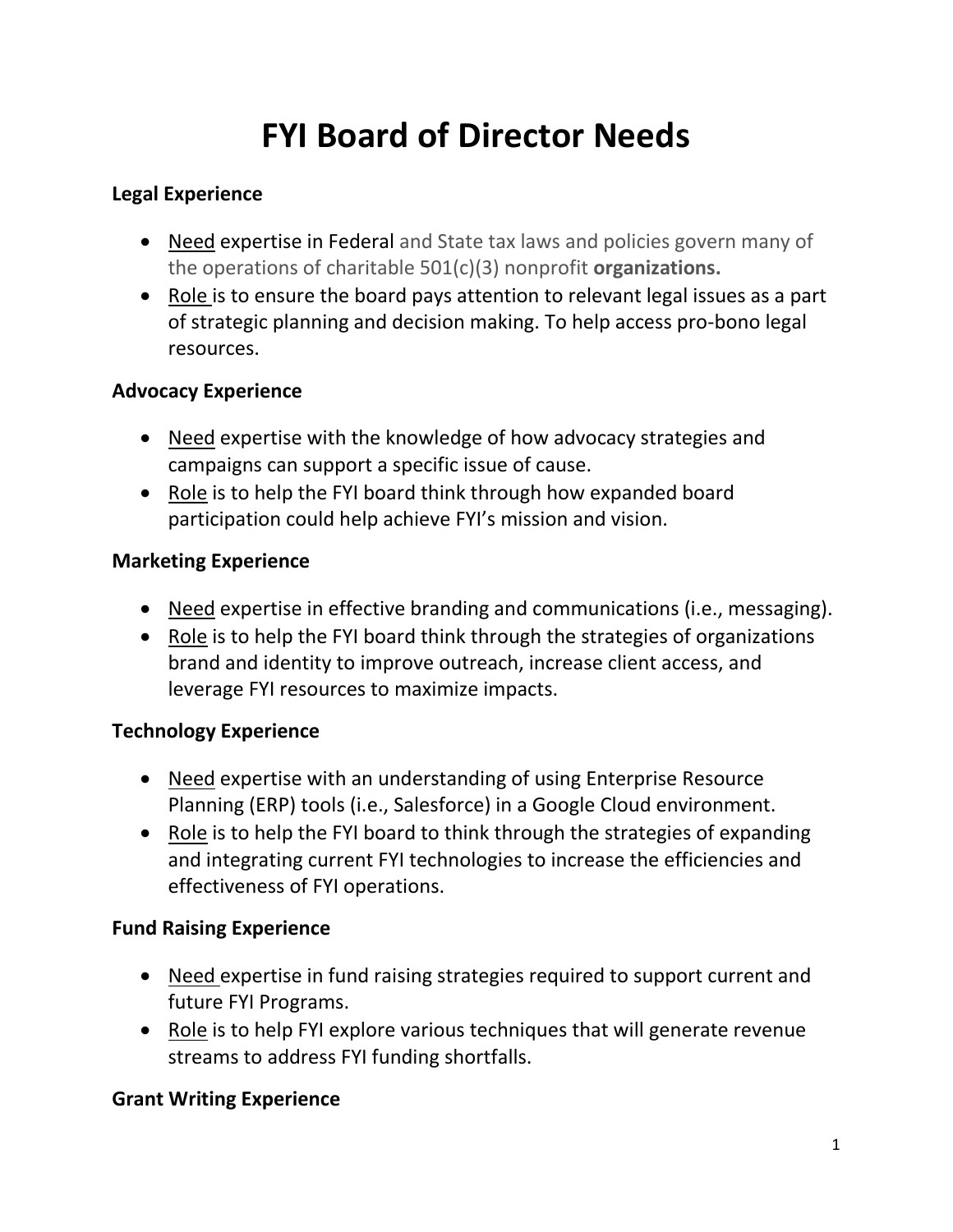# FYI Board of Director Needs

**Legal Experience**

- Need expertise in Federal and State tax laws and policies govern many of the operations of charitable 501(c)(3) nonprofit **organizations.**
- Role is to ensure the board pays attention to relevant legal issues as a part of strategic planning and decision making. To help access pro-bono legal resources.

**Advocacy Experience**

- Need expertise with the knowledge of how advocacy strategies and campaigns can support a specific issue of cause.
- Role is to help the FYI board think through how expanded board participation could help achieve FYI's mission and vision.

**Marketing Experience**

- Need expertise in effective branding and communications (i.e., messaging).
- Role is to help the FYI board think through the strategies of organizations brand and identity to improve outreach, increase client access, and leverage FYI resources to maximize impacts.

**Technology Experience**

- Need expertise with an understanding of using Enterprise Resource Planning (ERP) tools (i.e., Salesforce) in a Google Cloud environment.
- Role is to help the FYI board to think through the strategies of expanding and integrating current FYI technologies to increase the efficiencies and effectiveness of FYI operations.

**Fund Raising Experience**

- Need expertise in fund raising strategies required to support current and future FYI Programs.
- Role is to help FYI explore various techniques that will generate revenue streams to address FYI funding shortfalls.

**Grant Writing Experience**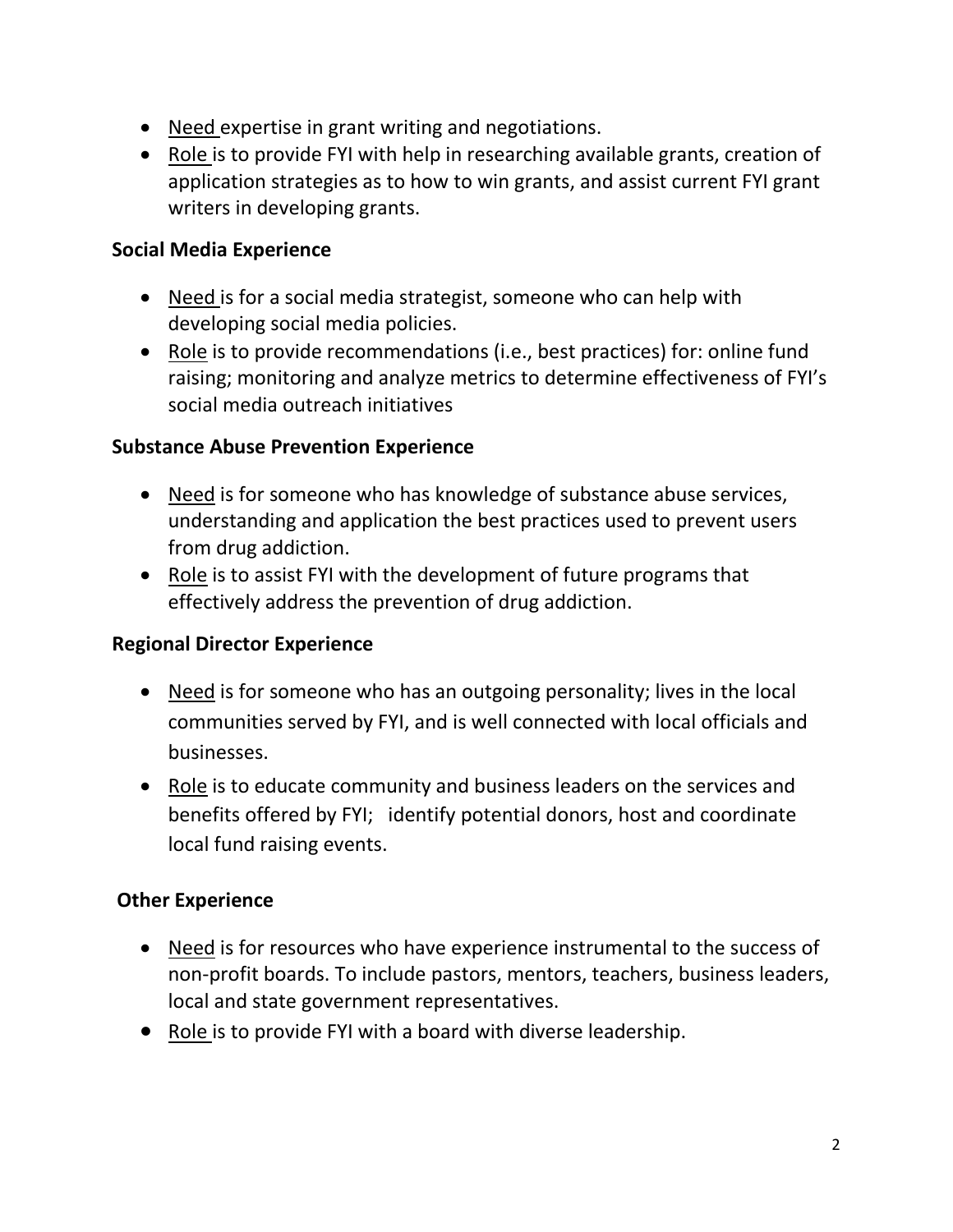- Need expertise in grant writing and negotiations.
- Role is to provide FYI with help in researching available grants, creation of application strategies as to how to win grants, and assist current FYI grant writers in developing grants.

**Social Media Experience**

- Need is for a social media strategist, someone who can help with developing social media policies.
- Role is to provide recommendations (i.e., best practices) for: online fund raising; monitoring and analyze metrics to determine effectiveness of FYI's social media outreach initiatives

**Substance Abuse Prevention Experience**

- Need is for someone who has knowledge of substance abuse services, understanding and application the best practices used to prevent users from drug addiction.
- Role is to assist FYI with the development of future programs that effectively address the prevention of drug addiction.

**Regional Director Experience**

- Need is for someone who has an outgoing personality; lives in the local communities served by FYI, and is well connected with local officials and businesses.
- Role is to educate community and business leaders on the services and benefits offered by FYI; identify potential donors, host and coordinate local fund raising events.

**Other Experience**

- Need is for resources who have experience instrumental to the success of non-profit boards. To include pastors, mentors, teachers, business leaders, local and state government representatives.
- Role is to provide FYI with a board with diverse leadership.